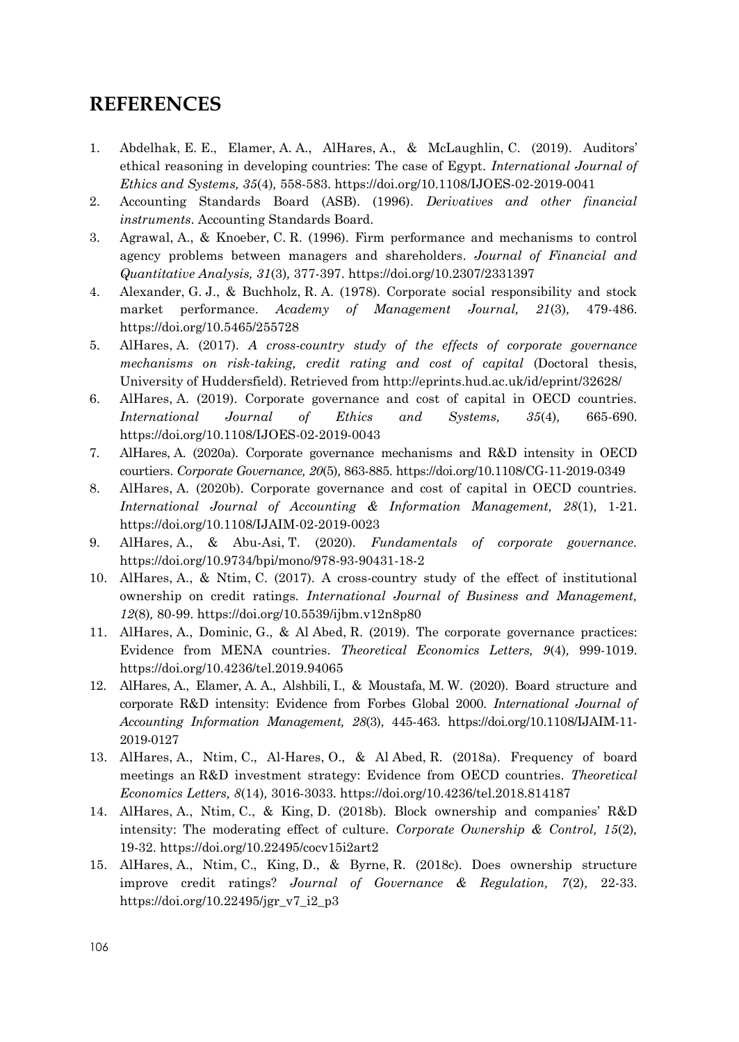## REFERENCES

1. Abdelhak, E. E., Elamer, A. A., AlHares, A., & McLaughlin, C. (2019). Auditors' ethical reasoning in developing countries: The case of Egypt. *International Journal of Ethics and Systems, 35*(4), 558-583. https://doi.org/10.1108/IJOES-02-2019-0041
2. Accounting Standards Board (ASB). (1996). *Derivatives and other financial instruments*. Accounting Standards Board.
3. Agrawal, A., & Knoeber, C. R. (1996). Firm performance and mechanisms to control agency problems between managers and shareholders. *Journal of Financial and Quantitative Analysis, 31*(3), 377-397. https://doi.org/10.2307/2331397
4. Alexander, G. J., & Buchholz, R. A. (1978). Corporate social responsibility and stock market performance. *Academy of Management Journal, 21*(3), 479-486. https://doi.org/10.5465/255728
5. AlHares, A. (2017). *A cross-country study of the effects of corporate governance mechanisms on risk-taking, credit rating and cost of capital* (Doctoral thesis, University of Huddersfield). Retrieved from http://eprints.hud.ac.uk/id/eprint/32628/
6. AlHares, A. (2019). Corporate governance and cost of capital in OECD countries. *International Journal of Ethics and Systems, 35*(4), 665-690. https://doi.org/10.1108/IJOES-02-2019-0043
7. AlHares, A. (2020a). Corporate governance mechanisms and R&D intensity in OECD courtiers. *Corporate Governance, 20*(5), 863-885. https://doi.org/10.1108/CG-11-2019-0349
8. AlHares, A. (2020b). Corporate governance and cost of capital in OECD countries. *International Journal of Accounting & Information Management, 28*(1), 1-21. https://doi.org/10.1108/IJAIM-02-2019-0023
9. AlHares, A., & Abu-Asi, T. (2020). *Fundamentals of corporate governance*. https://doi.org/10.9734/bpi/mono/978-93-90431-18-2
10. AlHares, A., & Ntim, C. (2017). A cross-country study of the effect of institutional ownership on credit ratings. *International Journal of Business and Management, 12*(8), 80-99. https://doi.org/10.5539/ijbm.v12n8p80
11. AlHares, A., Dominic, G., & Al Abed, R. (2019). The corporate governance practices: Evidence from MENA countries. *Theoretical Economics Letters, 9*(4), 999-1019. https://doi.org/10.4236/tel.2019.94065
12. AlHares, A., Elamer, A. A., Alshbili, I., & Moustafa, M. W. (2020). Board structure and corporate R&D intensity: Evidence from Forbes Global 2000. *International Journal of Accounting Information Management, 28*(3), 445-463. https://doi.org/10.1108/IJAIM-11-2019-0127
13. AlHares, A., Ntim, C., Al-Hares, O., & Al Abed, R. (2018a). Frequency of board meetings an R&D investment strategy: Evidence from OECD countries. *Theoretical Economics Letters, 8*(14), 3016-3033. https://doi.org/10.4236/tel.2018.814187
14. AlHares, A., Ntim, C., & King, D. (2018b). Block ownership and companies' R&D intensity: The moderating effect of culture. *Corporate Ownership & Control, 15*(2), 19-32. https://doi.org/10.22495/cocv15i2art2
15. AlHares, A., Ntim, C., King, D., & Byrne, R. (2018c). Does ownership structure improve credit ratings? *Journal of Governance & Regulation, 7*(2), 22-33. https://doi.org/10.22495/jgr_v7_i2_p3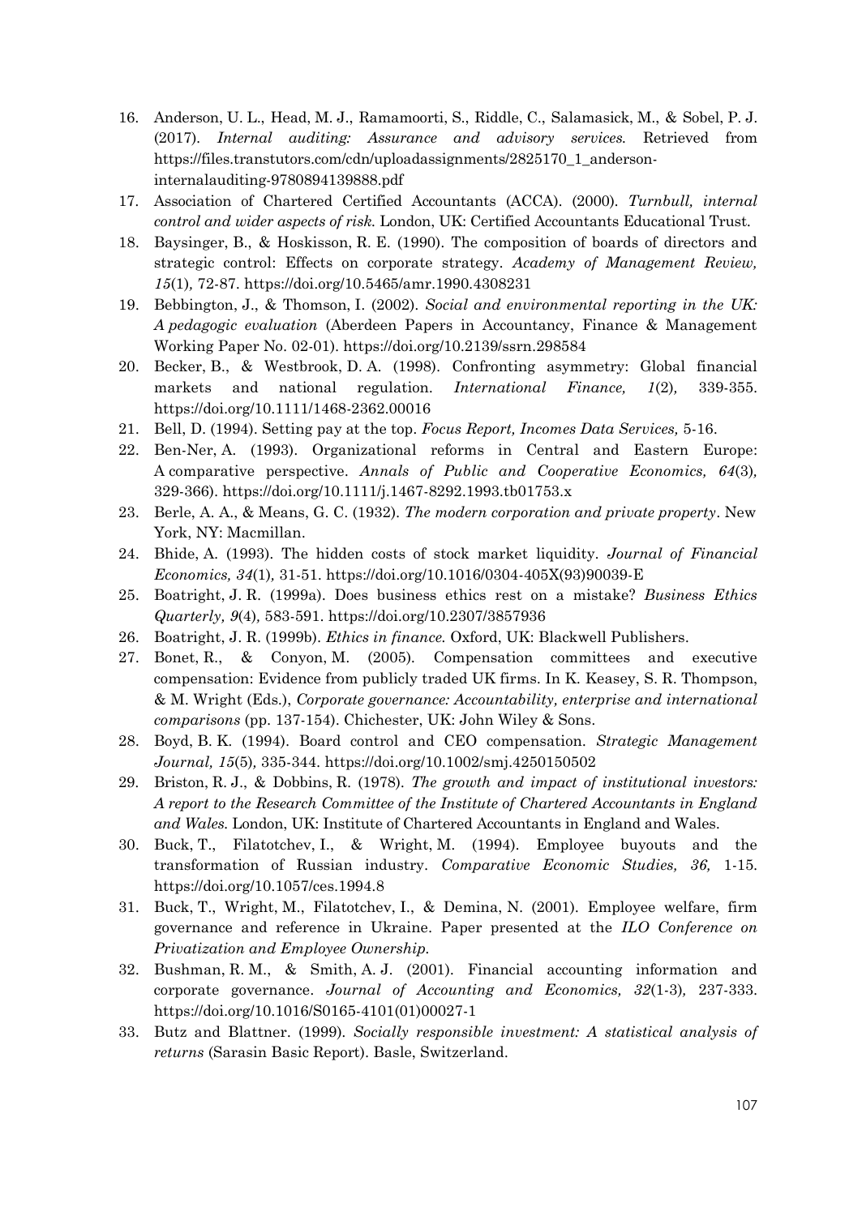16. Anderson, U. L., Head, M. J., Ramamoorti, S., Riddle, C., Salamasick, M., & Sobel, P. J. (2017). *Internal auditing: Assurance and advisory services.* Retrieved from https://files.transtutors.com/cdn/uploadassignments/2825170_1_anderson-internalauditing-9780894139888.pdf
17. Association of Chartered Certified Accountants (ACCA). (2000). *Turnbull, internal control and wider aspects of risk.* London, UK: Certified Accountants Educational Trust.
18. Baysinger, B., & Hoskisson, R. E. (1990). The composition of boards of directors and strategic control: Effects on corporate strategy. *Academy of Management Review, 15*(1), 72-87. https://doi.org/10.5465/amr.1990.4308231
19. Bebbington, J., & Thomson, I. (2002). *Social and environmental reporting in the UK: A pedagogic evaluation* (Aberdeen Papers in Accountancy, Finance & Management Working Paper No. 02-01). https://doi.org/10.2139/ssrn.298584
20. Becker, B., & Westbrook, D. A. (1998). Confronting asymmetry: Global financial markets and national regulation. *International Finance, 1*(2), 339-355. https://doi.org/10.1111/1468-2362.00016
21. Bell, D. (1994). Setting pay at the top. *Focus Report, Incomes Data Services,* 5-16.
22. Ben-Ner, A. (1993). Organizational reforms in Central and Eastern Europe: A comparative perspective. *Annals of Public and Cooperative Economics, 64*(3), 329-366). https://doi.org/10.1111/j.1467-8292.1993.tb01753.x
23. Berle, A. A., & Means, G. C. (1932). *The modern corporation and private property*. New York, NY: Macmillan.
24. Bhide, A. (1993). The hidden costs of stock market liquidity. *Journal of Financial Economics, 34*(1), 31-51. https://doi.org/10.1016/0304-405X(93)90039-E
25. Boatright, J. R. (1999a). Does business ethics rest on a mistake? *Business Ethics Quarterly, 9*(4), 583-591. https://doi.org/10.2307/3857936
26. Boatright, J. R. (1999b). *Ethics in finance.* Oxford, UK: Blackwell Publishers.
27. Bonet, R., & Conyon, M. (2005). Compensation committees and executive compensation: Evidence from publicly traded UK firms. In K. Keasey, S. R. Thompson, & M. Wright (Eds.), *Corporate governance: Accountability, enterprise and international comparisons* (pp. 137-154). Chichester, UK: John Wiley & Sons.
28. Boyd, B. K. (1994). Board control and CEO compensation. *Strategic Management Journal, 15*(5), 335-344. https://doi.org/10.1002/smj.4250150502
29. Briston, R. J., & Dobbins, R. (1978). *The growth and impact of institutional investors: A report to the Research Committee of the Institute of Chartered Accountants in England and Wales.* London, UK: Institute of Chartered Accountants in England and Wales.
30. Buck, T., Filatotchev, I., & Wright, M. (1994). Employee buyouts and the transformation of Russian industry. *Comparative Economic Studies, 36,* 1-15. https://doi.org/10.1057/ces.1994.8
31. Buck, T., Wright, M., Filatotchev, I., & Demina, N. (2001). Employee welfare, firm governance and reference in Ukraine. Paper presented at the *ILO Conference on Privatization and Employee Ownership.*
32. Bushman, R. M., & Smith, A. J. (2001). Financial accounting information and corporate governance. *Journal of Accounting and Economics, 32*(1-3), 237-333. https://doi.org/10.1016/S0165-4101(01)00027-1
33. Butz and Blattner. (1999). *Socially responsible investment: A statistical analysis of returns* (Sarasin Basic Report). Basle, Switzerland.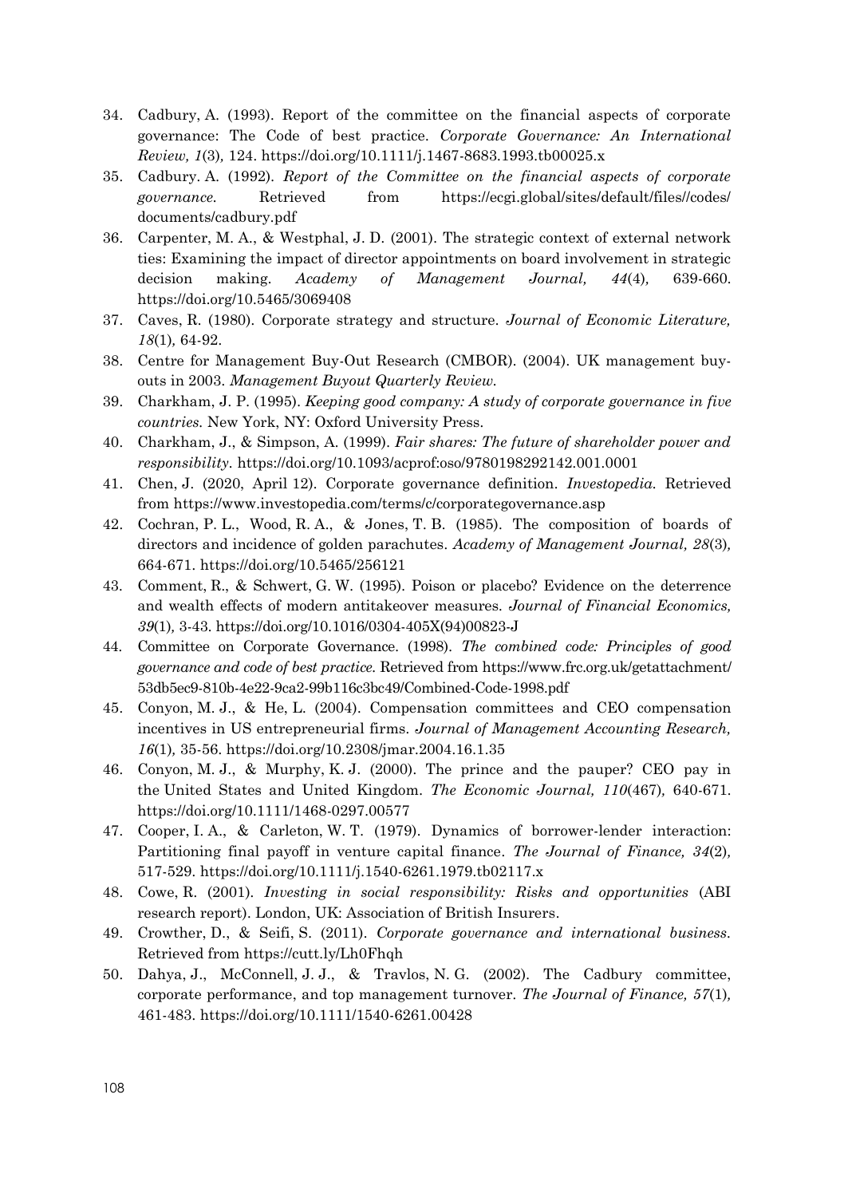34. Cadbury, A. (1993). Report of the committee on the financial aspects of corporate governance: The Code of best practice. *Corporate Governance: An International Review, 1*(3), 124. https://doi.org/10.1111/j.1467-8683.1993.tb00025.x
35. Cadbury. A. (1992). *Report of the Committee on the financial aspects of corporate governance*. Retrieved from https://ecgi.global/sites/default/files//codes/documents/cadbury.pdf
36. Carpenter, M. A., & Westphal, J. D. (2001). The strategic context of external network ties: Examining the impact of director appointments on board involvement in strategic decision making. *Academy of Management Journal, 44*(4), 639-660. https://doi.org/10.5465/3069408
37. Caves, R. (1980). Corporate strategy and structure. *Journal of Economic Literature, 18*(1), 64-92.
38. Centre for Management Buy-Out Research (CMBOR). (2004). UK management buy-outs in 2003. *Management Buyout Quarterly Review*.
39. Charkham, J. P. (1995). *Keeping good company: A study of corporate governance in five countries*. New York, NY: Oxford University Press.
40. Charkham, J., & Simpson, A. (1999). *Fair shares: The future of shareholder power and responsibility*. https://doi.org/10.1093/acprof:oso/9780198292142.001.0001
41. Chen, J. (2020, April 12). Corporate governance definition. *Investopedia*. Retrieved from https://www.investopedia.com/terms/c/corporategovernance.asp
42. Cochran, P. L., Wood, R. A., & Jones, T. B. (1985). The composition of boards of directors and incidence of golden parachutes. *Academy of Management Journal, 28*(3), 664-671. https://doi.org/10.5465/256121
43. Comment, R., & Schwert, G. W. (1995). Poison or placebo? Evidence on the deterrence and wealth effects of modern antitakeover measures. *Journal of Financial Economics, 39*(1), 3-43. https://doi.org/10.1016/0304-405X(94)00823-J
44. Committee on Corporate Governance. (1998). *The combined code: Principles of good governance and code of best practice*. Retrieved from https://www.frc.org.uk/getattachment/53db5ec9-810b-4e22-9ca2-99b116c3bc49/Combined-Code-1998.pdf
45. Conyon, M. J., & He, L. (2004). Compensation committees and CEO compensation incentives in US entrepreneurial firms. *Journal of Management Accounting Research, 16*(1), 35-56. https://doi.org/10.2308/jmar.2004.16.1.35
46. Conyon, M. J., & Murphy, K. J. (2000). The prince and the pauper? CEO pay in the United States and United Kingdom. *The Economic Journal, 110*(467), 640-671. https://doi.org/10.1111/1468-0297.00577
47. Cooper, I. A., & Carleton, W. T. (1979). Dynamics of borrower-lender interaction: Partitioning final payoff in venture capital finance. *The Journal of Finance, 34*(2), 517-529. https://doi.org/10.1111/j.1540-6261.1979.tb02117.x
48. Cowe, R. (2001). *Investing in social responsibility: Risks and opportunities* (ABI research report). London, UK: Association of British Insurers.
49. Crowther, D., & Seifi, S. (2011). *Corporate governance and international business*. Retrieved from https://cutt.ly/Lh0Fhqh
50. Dahya, J., McConnell, J. J., & Travlos, N. G. (2002). The Cadbury committee, corporate performance, and top management turnover. *The Journal of Finance, 57*(1), 461-483. https://doi.org/10.1111/1540-6261.00428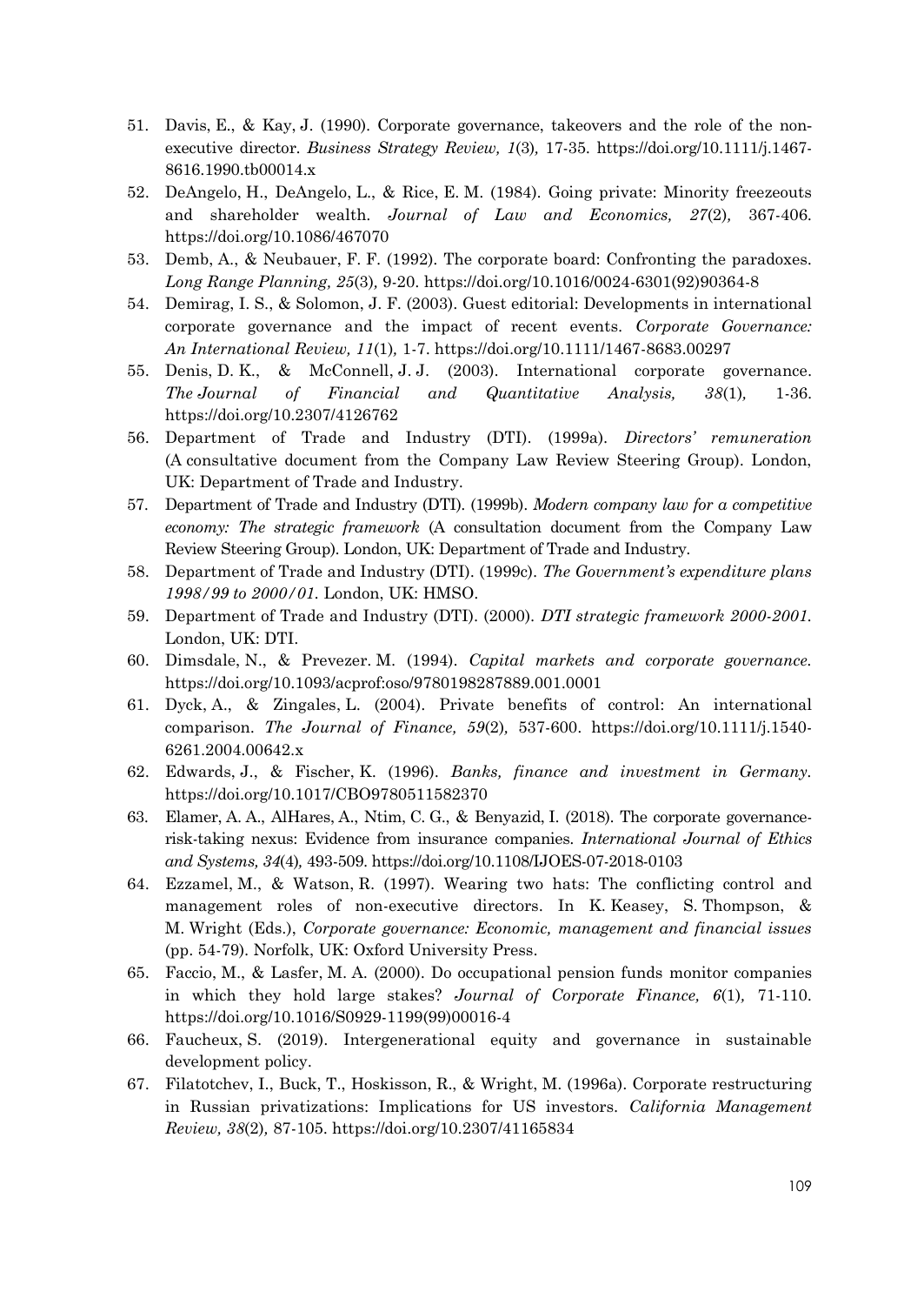51. Davis, E., & Kay, J. (1990). Corporate governance, takeovers and the role of the non-executive director. *Business Strategy Review, 1*(3), 17-35. https://doi.org/10.1111/j.1467-8616.1990.tb00014.x
52. DeAngelo, H., DeAngelo, L., & Rice, E. M. (1984). Going private: Minority freezeouts and shareholder wealth. *Journal of Law and Economics, 27*(2), 367-406. https://doi.org/10.1086/467070
53. Demb, A., & Neubauer, F. F. (1992). The corporate board: Confronting the paradoxes. *Long Range Planning, 25*(3), 9-20. https://doi.org/10.1016/0024-6301(92)90364-8
54. Demirag, I. S., & Solomon, J. F. (2003). Guest editorial: Developments in international corporate governance and the impact of recent events. *Corporate Governance: An International Review, 11*(1), 1-7. https://doi.org/10.1111/1467-8683.00297
55. Denis, D. K., & McConnell, J. J. (2003). International corporate governance. *The Journal of Financial and Quantitative Analysis, 38*(1), 1-36. https://doi.org/10.2307/4126762
56. Department of Trade and Industry (DTI). (1999a). *Directors' remuneration* (A consultative document from the Company Law Review Steering Group). London, UK: Department of Trade and Industry.
57. Department of Trade and Industry (DTI). (1999b). *Modern company law for a competitive economy: The strategic framework* (A consultation document from the Company Law Review Steering Group). London, UK: Department of Trade and Industry.
58. Department of Trade and Industry (DTI). (1999c). *The Government's expenditure plans 1998/99 to 2000/01*. London, UK: HMSO.
59. Department of Trade and Industry (DTI). (2000). *DTI strategic framework 2000-2001*. London, UK: DTI.
60. Dimsdale, N., & Prevezer. M. (1994). *Capital markets and corporate governance*. https://doi.org/10.1093/acprof:oso/9780198287889.001.0001
61. Dyck, A., & Zingales, L. (2004). Private benefits of control: An international comparison. *The Journal of Finance, 59*(2), 537-600. https://doi.org/10.1111/j.1540-6261.2004.00642.x
62. Edwards, J., & Fischer, K. (1996). *Banks, finance and investment in Germany*. https://doi.org/10.1017/CBO9780511582370
63. Elamer, A. A., AlHares, A., Ntim, C. G., & Benyazid, I. (2018). The corporate governance-risk-taking nexus: Evidence from insurance companies. *International Journal of Ethics and Systems, 34*(4), 493-509. https://doi.org/10.1108/IJOES-07-2018-0103
64. Ezzamel, M., & Watson, R. (1997). Wearing two hats: The conflicting control and management roles of non-executive directors. In K. Keasey, S. Thompson, & M. Wright (Eds.), *Corporate governance: Economic, management and financial issues* (pp. 54-79). Norfolk, UK: Oxford University Press.
65. Faccio, M., & Lasfer, M. A. (2000). Do occupational pension funds monitor companies in which they hold large stakes? *Journal of Corporate Finance, 6*(1), 71-110. https://doi.org/10.1016/S0929-1199(99)00016-4
66. Faucheux, S. (2019). Intergenerational equity and governance in sustainable development policy.
67. Filatotchev, I., Buck, T., Hoskisson, R., & Wright, M. (1996a). Corporate restructuring in Russian privatizations: Implications for US investors. *California Management Review, 38*(2), 87-105. https://doi.org/10.2307/41165834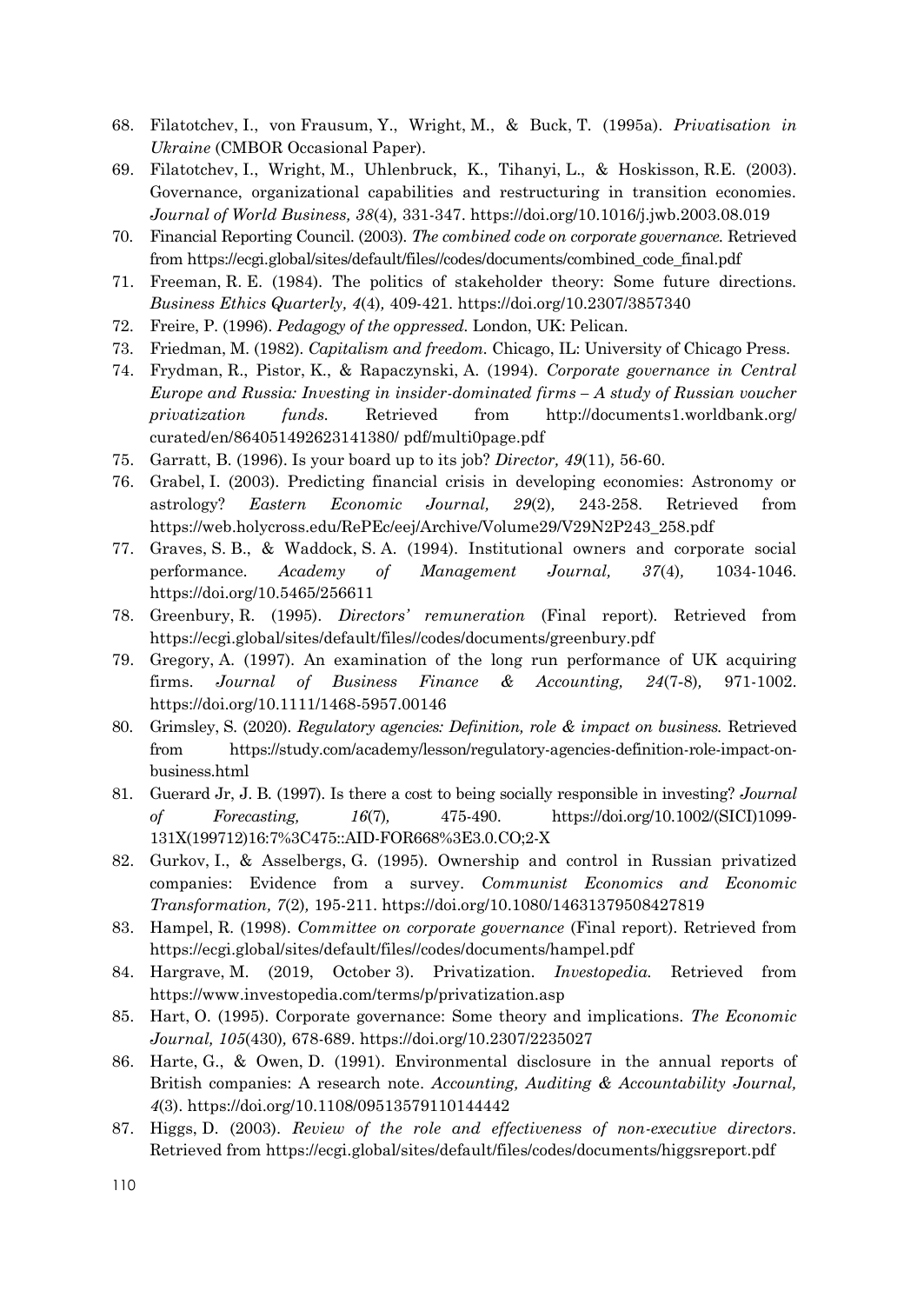68. Filatotchev, I., von Frausum, Y., Wright, M., & Buck, T. (1995a). *Privatisation in Ukraine* (CMBOR Occasional Paper).
69. Filatotchev, I., Wright, M., Uhlenbruck, K., Tihanyi, L., & Hoskisson, R.E. (2003). Governance, organizational capabilities and restructuring in transition economies. *Journal of World Business, 38*(4), 331-347. https://doi.org/10.1016/j.jwb.2003.08.019
70. Financial Reporting Council. (2003). *The combined code on corporate governance.* Retrieved from https://ecgi.global/sites/default/files//codes/documents/combined_code_final.pdf
71. Freeman, R. E. (1984). The politics of stakeholder theory: Some future directions. *Business Ethics Quarterly, 4*(4), 409-421. https://doi.org/10.2307/3857340
72. Freire, P. (1996). *Pedagogy of the oppressed.* London, UK: Pelican.
73. Friedman, M. (1982). *Capitalism and freedom.* Chicago, IL: University of Chicago Press.
74. Frydman, R., Pistor, K., & Rapaczynski, A. (1994). *Corporate governance in Central Europe and Russia: Investing in insider-dominated firms – A study of Russian voucher privatization funds.* Retrieved from http://documents1.worldbank.org/curated/en/864051492623141380/ pdf/multi0page.pdf
75. Garratt, B. (1996). Is your board up to its job? *Director, 49*(11), 56-60.
76. Grabel, I. (2003). Predicting financial crisis in developing economies: Astronomy or astrology? *Eastern Economic Journal, 29*(2), 243-258. Retrieved from https://web.holycross.edu/RePEc/eej/Archive/Volume29/V29N2P243_258.pdf
77. Graves, S. B., & Waddock, S. A. (1994). Institutional owners and corporate social performance. *Academy of Management Journal, 37*(4), 1034-1046. https://doi.org/10.5465/256611
78. Greenbury, R. (1995). *Directors' remuneration* (Final report). Retrieved from https://ecgi.global/sites/default/files//codes/documents/greenbury.pdf
79. Gregory, A. (1997). An examination of the long run performance of UK acquiring firms. *Journal of Business Finance & Accounting, 24*(7-8), 971-1002. https://doi.org/10.1111/1468-5957.00146
80. Grimsley, S. (2020). *Regulatory agencies: Definition, role & impact on business.* Retrieved from https://study.com/academy/lesson/regulatory-agencies-definition-role-impact-on-business.html
81. Guerard Jr, J. B. (1997). Is there a cost to being socially responsible in investing? *Journal of Forecasting, 16*(7), 475-490. https://doi.org/10.1002/(SICI)1099-131X(199712)16:7%3C475::AID-FOR668%3E3.0.CO;2-X
82. Gurkov, I., & Asselbergs, G. (1995). Ownership and control in Russian privatized companies: Evidence from a survey. *Communist Economics and Economic Transformation, 7*(2), 195-211. https://doi.org/10.1080/14631379508427819
83. Hampel, R. (1998). *Committee on corporate governance* (Final report). Retrieved from https://ecgi.global/sites/default/files//codes/documents/hampel.pdf
84. Hargrave, M. (2019, October 3). Privatization. *Investopedia.* Retrieved from https://www.investopedia.com/terms/p/privatization.asp
85. Hart, O. (1995). Corporate governance: Some theory and implications. *The Economic Journal, 105*(430), 678-689. https://doi.org/10.2307/2235027
86. Harte, G., & Owen, D. (1991). Environmental disclosure in the annual reports of British companies: A research note. *Accounting, Auditing & Accountability Journal, 4*(3). https://doi.org/10.1108/09513579110144442
87. Higgs, D. (2003). *Review of the role and effectiveness of non-executive directors*. Retrieved from https://ecgi.global/sites/default/files/codes/documents/higgsreport.pdf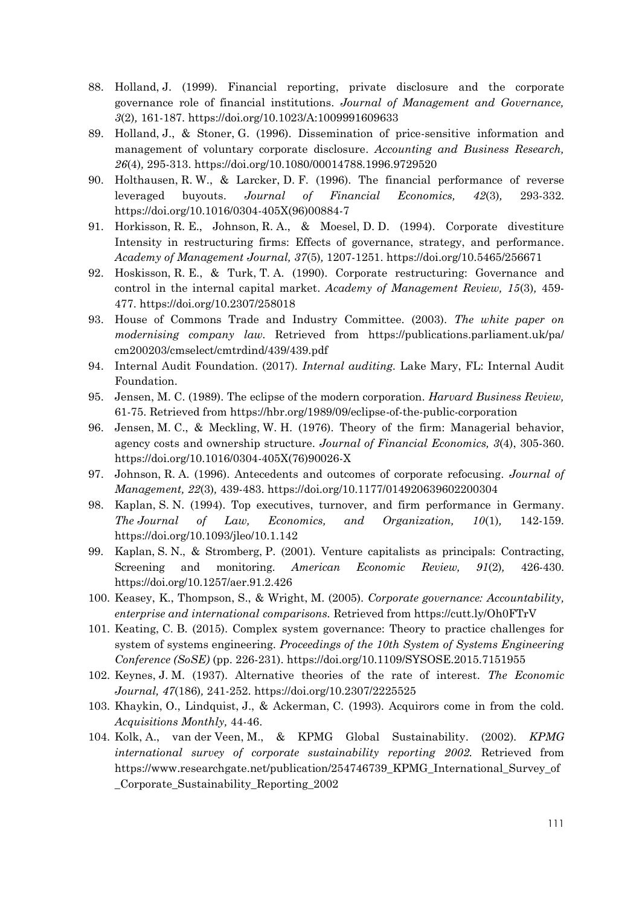88. Holland, J. (1999). Financial reporting, private disclosure and the corporate governance role of financial institutions. *Journal of Management and Governance, 3*(2), 161-187. https://doi.org/10.1023/A:1009991609633
89. Holland, J., & Stoner, G. (1996). Dissemination of price-sensitive information and management of voluntary corporate disclosure. *Accounting and Business Research, 26*(4), 295-313. https://doi.org/10.1080/00014788.1996.9729520
90. Holthausen, R. W., & Larcker, D. F. (1996). The financial performance of reverse leveraged buyouts. *Journal of Financial Economics, 42*(3), 293-332. https://doi.org/10.1016/0304-405X(96)00884-7
91. Horkisson, R. E., Johnson, R. A., & Moesel, D. D. (1994). Corporate divestiture Intensity in restructuring firms: Effects of governance, strategy, and performance. *Academy of Management Journal, 37*(5), 1207-1251. https://doi.org/10.5465/256671
92. Hoskisson, R. E., & Turk, T. A. (1990). Corporate restructuring: Governance and control in the internal capital market. *Academy of Management Review, 15*(3), 459-477. https://doi.org/10.2307/258018
93. House of Commons Trade and Industry Committee. (2003). *The white paper on modernising company law.* Retrieved from https://publications.parliament.uk/pa/cm200203/cmselect/cmtrdind/439/439.pdf
94. Internal Audit Foundation. (2017). *Internal auditing.* Lake Mary, FL: Internal Audit Foundation.
95. Jensen, M. C. (1989). The eclipse of the modern corporation. *Harvard Business Review,* 61-75. Retrieved from https://hbr.org/1989/09/eclipse-of-the-public-corporation
96. Jensen, M. C., & Meckling, W. H. (1976). Theory of the firm: Managerial behavior, agency costs and ownership structure. *Journal of Financial Economics, 3*(4), 305-360. https://doi.org/10.1016/0304-405X(76)90026-X
97. Johnson, R. A. (1996). Antecedents and outcomes of corporate refocusing. *Journal of Management, 22*(3), 439-483. https://doi.org/10.1177/014920639602200304
98. Kaplan, S. N. (1994). Top executives, turnover, and firm performance in Germany. *The Journal of Law, Economics, and Organization, 10*(1), 142-159. https://doi.org/10.1093/jleo/10.1.142
99. Kaplan, S. N., & Stromberg, P. (2001). Venture capitalists as principals: Contracting, Screening and monitoring. *American Economic Review, 91*(2), 426-430. https://doi.org/10.1257/aer.91.2.426
100. Keasey, K., Thompson, S., & Wright, M. (2005). *Corporate governance: Accountability, enterprise and international comparisons.* Retrieved from https://cutt.ly/Oh0FTrV
101. Keating, C. B. (2015). Complex system governance: Theory to practice challenges for system of systems engineering. *Proceedings of the 10th System of Systems Engineering Conference (SoSE)* (pp. 226-231). https://doi.org/10.1109/SYSOSE.2015.7151955
102. Keynes, J. M. (1937). Alternative theories of the rate of interest. *The Economic Journal, 47*(186), 241-252. https://doi.org/10.2307/2225525
103. Khaykin, O., Lindquist, J., & Ackerman, C. (1993). Acquirors come in from the cold. *Acquisitions Monthly,* 44-46.
104. Kolk, A., van der Veen, M., & KPMG Global Sustainability. (2002). *KPMG international survey of corporate sustainability reporting 2002.* Retrieved from https://www.researchgate.net/publication/254746739_KPMG_International_Survey_of_Corporate_Sustainability_Reporting_2002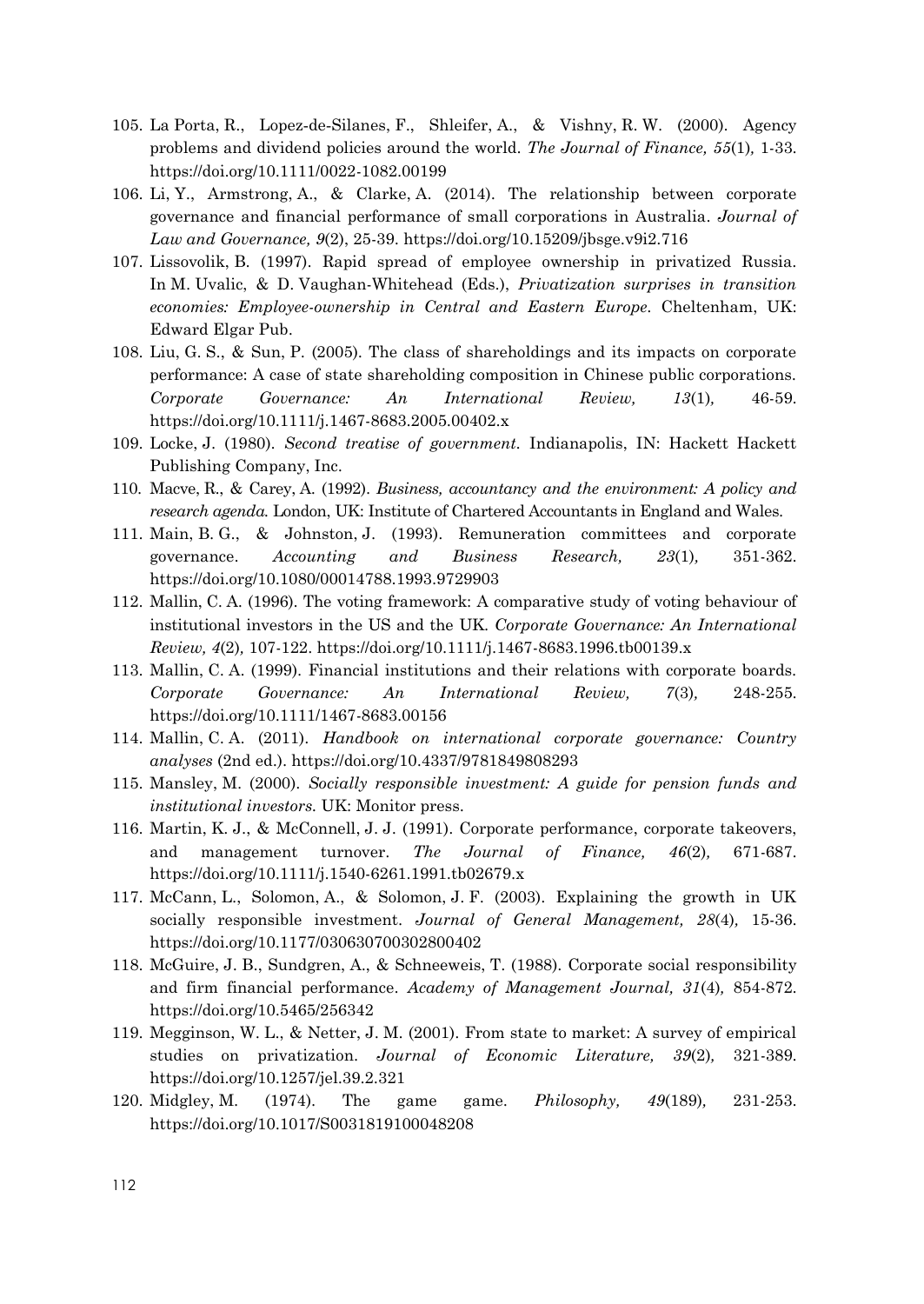105. La Porta, R., Lopez-de-Silanes, F., Shleifer, A., & Vishny, R. W. (2000). Agency problems and dividend policies around the world. *The Journal of Finance, 55*(1), 1-33. https://doi.org/10.1111/0022-1082.00199
106. Li, Y., Armstrong, A., & Clarke, A. (2014). The relationship between corporate governance and financial performance of small corporations in Australia. *Journal of Law and Governance, 9*(2), 25-39. https://doi.org/10.15209/jbsge.v9i2.716
107. Lissovolik, B. (1997). Rapid spread of employee ownership in privatized Russia. In M. Uvalic, & D. Vaughan-Whitehead (Eds.), *Privatization surprises in transition economies: Employee-ownership in Central and Eastern Europe*. Cheltenham, UK: Edward Elgar Pub.
108. Liu, G. S., & Sun, P. (2005). The class of shareholdings and its impacts on corporate performance: A case of state shareholding composition in Chinese public corporations. *Corporate Governance: An International Review, 13*(1), 46-59. https://doi.org/10.1111/j.1467-8683.2005.00402.x
109. Locke, J. (1980). *Second treatise of government*. Indianapolis, IN: Hackett Hackett Publishing Company, Inc.
110. Macve, R., & Carey, A. (1992). *Business, accountancy and the environment: A policy and research agenda*. London, UK: Institute of Chartered Accountants in England and Wales.
111. Main, B. G., & Johnston, J. (1993). Remuneration committees and corporate governance. *Accounting and Business Research, 23*(1), 351-362. https://doi.org/10.1080/00014788.1993.9729903
112. Mallin, C. A. (1996). The voting framework: A comparative study of voting behaviour of institutional investors in the US and the UK. *Corporate Governance: An International Review, 4*(2), 107-122. https://doi.org/10.1111/j.1467-8683.1996.tb00139.x
113. Mallin, C. A. (1999). Financial institutions and their relations with corporate boards. *Corporate Governance: An International Review, 7*(3), 248-255. https://doi.org/10.1111/1467-8683.00156
114. Mallin, C. A. (2011). *Handbook on international corporate governance: Country analyses* (2nd ed.). https://doi.org/10.4337/9781849808293
115. Mansley, M. (2000). *Socially responsible investment: A guide for pension funds and institutional investors*. UK: Monitor press.
116. Martin, K. J., & McConnell, J. J. (1991). Corporate performance, corporate takeovers, and management turnover. *The Journal of Finance, 46*(2), 671-687. https://doi.org/10.1111/j.1540-6261.1991.tb02679.x
117. McCann, L., Solomon, A., & Solomon, J. F. (2003). Explaining the growth in UK socially responsible investment. *Journal of General Management, 28*(4), 15-36. https://doi.org/10.1177/030630700302800402
118. McGuire, J. B., Sundgren, A., & Schneeweis, T. (1988). Corporate social responsibility and firm financial performance. *Academy of Management Journal, 31*(4), 854-872. https://doi.org/10.5465/256342
119. Megginson, W. L., & Netter, J. M. (2001). From state to market: A survey of empirical studies on privatization. *Journal of Economic Literature, 39*(2), 321-389. https://doi.org/10.1257/jel.39.2.321
120. Midgley, M. (1974). The game game. *Philosophy, 49*(189), 231-253. https://doi.org/10.1017/S0031819100048208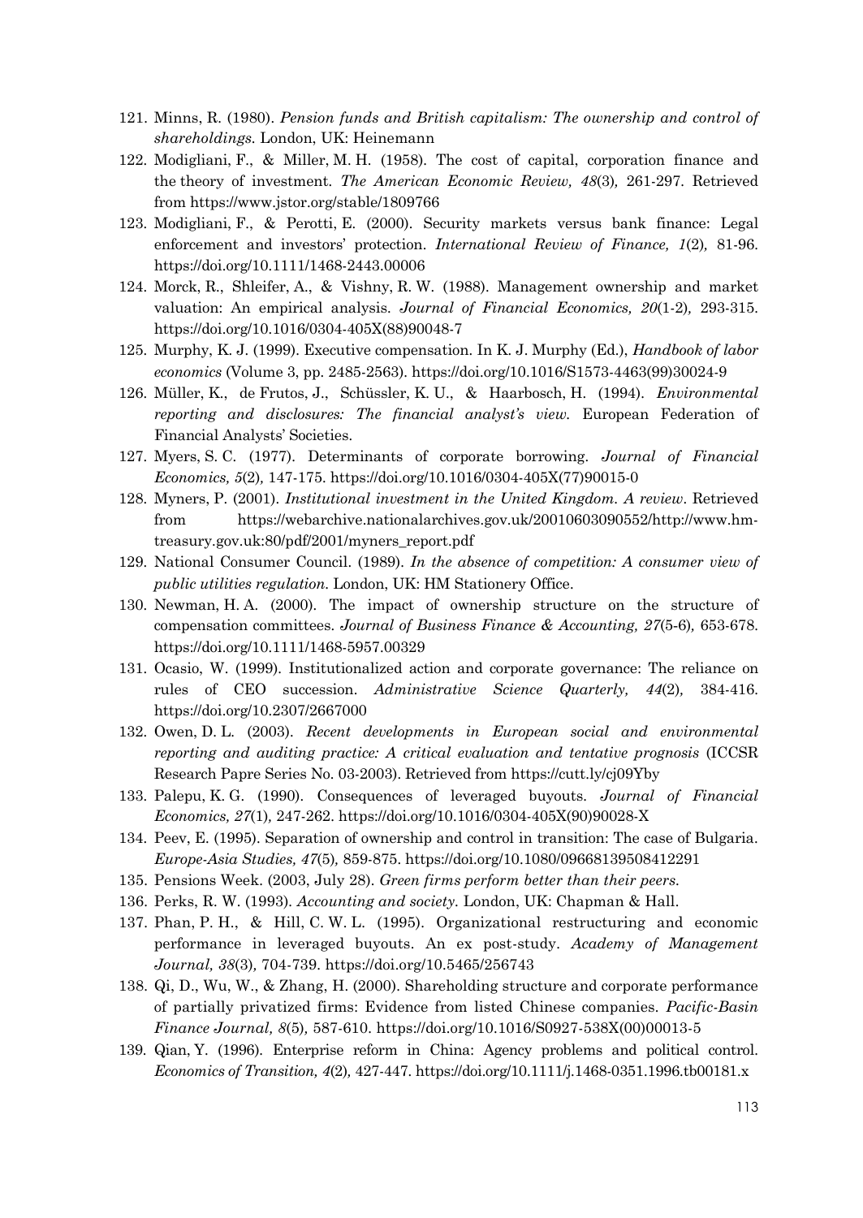121. Minns, R. (1980). *Pension funds and British capitalism: The ownership and control of shareholdings*. London, UK: Heinemann
122. Modigliani, F., & Miller, M. H. (1958). The cost of capital, corporation finance and the theory of investment. *The American Economic Review, 48*(3), 261-297. Retrieved from https://www.jstor.org/stable/1809766
123. Modigliani, F., & Perotti, E. (2000). Security markets versus bank finance: Legal enforcement and investors' protection. *International Review of Finance, 1*(2), 81-96. https://doi.org/10.1111/1468-2443.00006
124. Morck, R., Shleifer, A., & Vishny, R. W. (1988). Management ownership and market valuation: An empirical analysis. *Journal of Financial Economics, 20*(1-2), 293-315. https://doi.org/10.1016/0304-405X(88)90048-7
125. Murphy, K. J. (1999). Executive compensation. In K. J. Murphy (Ed.), *Handbook of labor economics* (Volume 3, pp. 2485-2563). https://doi.org/10.1016/S1573-4463(99)30024-9
126. Müller, K., de Frutos, J., Schüssler, K. U., & Haarbosch, H. (1994). *Environmental reporting and disclosures: The financial analyst's view*. European Federation of Financial Analysts' Societies.
127. Myers, S. C. (1977). Determinants of corporate borrowing. *Journal of Financial Economics, 5*(2), 147-175. https://doi.org/10.1016/0304-405X(77)90015-0
128. Myners, P. (2001). *Institutional investment in the United Kingdom. A review*. Retrieved from https://webarchive.nationalarchives.gov.uk/20010603090552/http://www.hm-treasury.gov.uk:80/pdf/2001/myners_report.pdf
129. National Consumer Council. (1989). *In the absence of competition: A consumer view of public utilities regulation*. London, UK: HM Stationery Office.
130. Newman, H. A. (2000). The impact of ownership structure on the structure of compensation committees. *Journal of Business Finance & Accounting, 27*(5-6), 653-678. https://doi.org/10.1111/1468-5957.00329
131. Ocasio, W. (1999). Institutionalized action and corporate governance: The reliance on rules of CEO succession. *Administrative Science Quarterly, 44*(2), 384-416. https://doi.org/10.2307/2667000
132. Owen, D. L. (2003). *Recent developments in European social and environmental reporting and auditing practice: A critical evaluation and tentative prognosis* (ICCSR Research Papre Series No. 03-2003). Retrieved from https://cutt.ly/cj09Yby
133. Palepu, K. G. (1990). Consequences of leveraged buyouts. *Journal of Financial Economics, 27*(1), 247-262. https://doi.org/10.1016/0304-405X(90)90028-X
134. Peev, E. (1995). Separation of ownership and control in transition: The case of Bulgaria. *Europe-Asia Studies, 47*(5), 859-875. https://doi.org/10.1080/09668139508412291
135. Pensions Week. (2003, July 28). *Green firms perform better than their peers*.
136. Perks, R. W. (1993). *Accounting and society*. London, UK: Chapman & Hall.
137. Phan, P. H., & Hill, C. W. L. (1995). Organizational restructuring and economic performance in leveraged buyouts. An ex post-study. *Academy of Management Journal, 38*(3), 704-739. https://doi.org/10.5465/256743
138. Qi, D., Wu, W., & Zhang, H. (2000). Shareholding structure and corporate performance of partially privatized firms: Evidence from listed Chinese companies. *Pacific-Basin Finance Journal, 8*(5), 587-610. https://doi.org/10.1016/S0927-538X(00)00013-5
139. Qian, Y. (1996). Enterprise reform in China: Agency problems and political control. *Economics of Transition, 4*(2), 427-447. https://doi.org/10.1111/j.1468-0351.1996.tb00181.x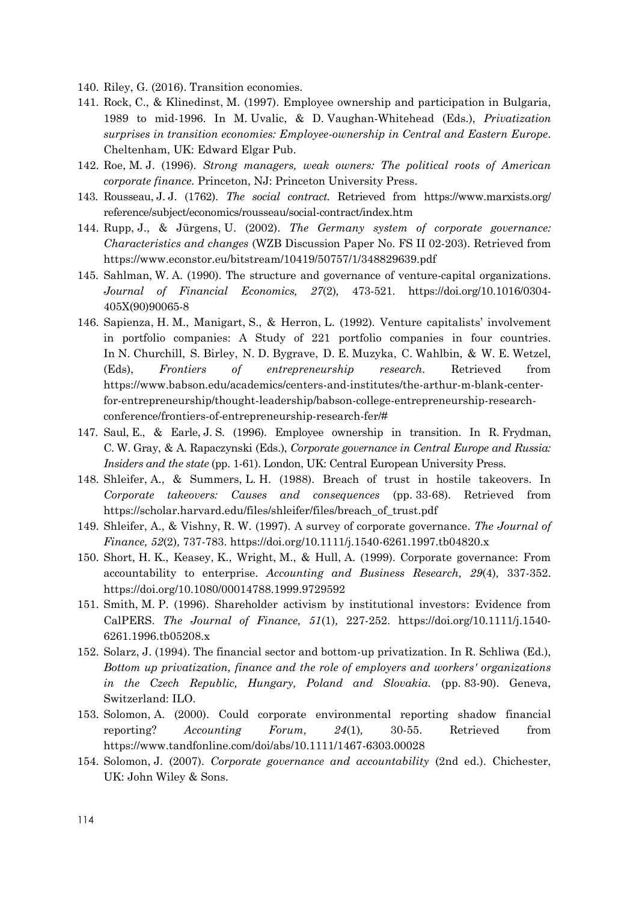140. Riley, G. (2016). Transition economies.
141. Rock, C., & Klinedinst, M. (1997). Employee ownership and participation in Bulgaria, 1989 to mid-1996. In M. Uvalic, & D. Vaughan-Whitehead (Eds.), *Privatization surprises in transition economies: Employee-ownership in Central and Eastern Europe*. Cheltenham, UK: Edward Elgar Pub.
142. Roe, M. J. (1996). *Strong managers, weak owners: The political roots of American corporate finance.* Princeton, NJ: Princeton University Press.
143. Rousseau, J. J. (1762). *The social contract.* Retrieved from https://www.marxists.org/reference/subject/economics/rousseau/social-contract/index.htm
144. Rupp, J., & Jürgens, U. (2002). *The Germany system of corporate governance: Characteristics and changes* (WZB Discussion Paper No. FS II 02-203). Retrieved from https://www.econstor.eu/bitstream/10419/50757/1/348829639.pdf
145. Sahlman, W. A. (1990). The structure and governance of venture-capital organizations. *Journal of Financial Economics, 27*(2), 473-521. https://doi.org/10.1016/0304-405X(90)90065-8
146. Sapienza, H. M., Manigart, S., & Herron, L. (1992). Venture capitalists' involvement in portfolio companies: A Study of 221 portfolio companies in four countries. In N. Churchill, S. Birley, N. D. Bygrave, D. E. Muzyka, C. Wahlbin, & W. E. Wetzel, (Eds), *Frontiers of entrepreneurship research.* Retrieved from https://www.babson.edu/academics/centers-and-institutes/the-arthur-m-blank-center-for-entrepreneurship/thought-leadership/babson-college-entrepreneurship-research-conference/frontiers-of-entrepreneurship-research-fer/#
147. Saul, E., & Earle, J. S. (1996). Employee ownership in transition. In R. Frydman, C. W. Gray, & A. Rapaczynski (Eds.), *Corporate governance in Central Europe and Russia: Insiders and the state* (pp. 1-61). London, UK: Central European University Press.
148. Shleifer, A., & Summers, L. H. (1988). Breach of trust in hostile takeovers. In *Corporate takeovers: Causes and consequences* (pp. 33-68). Retrieved from https://scholar.harvard.edu/files/shleifer/files/breach_of_trust.pdf
149. Shleifer, A., & Vishny, R. W. (1997). A survey of corporate governance. *The Journal of Finance, 52*(2), 737-783. https://doi.org/10.1111/j.1540-6261.1997.tb04820.x
150. Short, H. K., Keasey, K., Wright, M., & Hull, A. (1999). Corporate governance: From accountability to enterprise. *Accounting and Business Research, 29*(4), 337-352. https://doi.org/10.1080/00014788.1999.9729592
151. Smith, M. P. (1996). Shareholder activism by institutional investors: Evidence from CalPERS. *The Journal of Finance, 51*(1), 227-252. https://doi.org/10.1111/j.1540-6261.1996.tb05208.x
152. Solarz, J. (1994). The financial sector and bottom-up privatization. In R. Schliwa (Ed.), *Bottom up privatization, finance and the role of employers and workers' organizations in the Czech Republic, Hungary, Poland and Slovakia.* (pp. 83-90). Geneva, Switzerland: ILO.
153. Solomon, A. (2000). Could corporate environmental reporting shadow financial reporting? *Accounting Forum, 24*(1), 30-55. Retrieved from https://www.tandfonline.com/doi/abs/10.1111/1467-6303.00028
154. Solomon, J. (2007). *Corporate governance and accountability* (2nd ed.). Chichester, UK: John Wiley & Sons.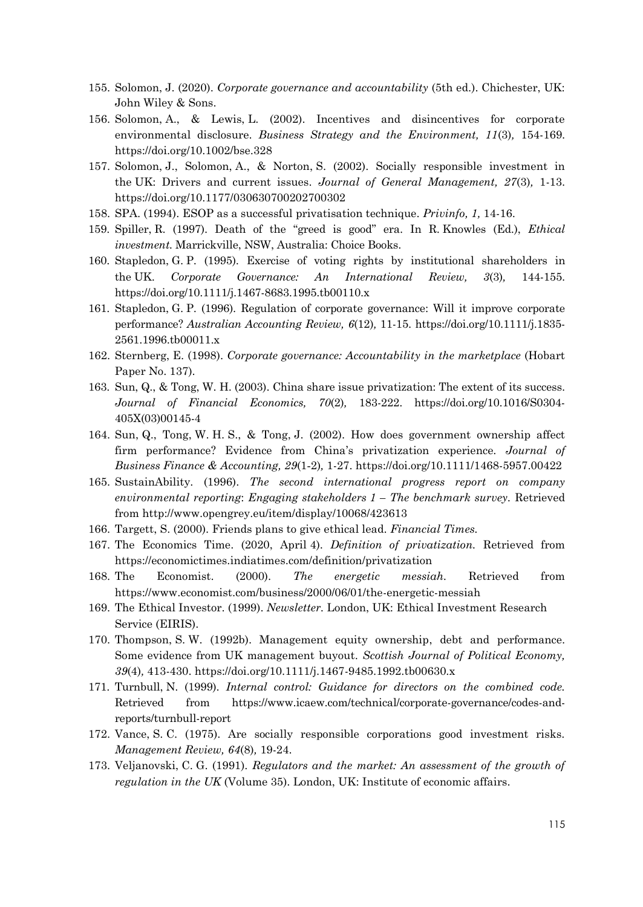155. Solomon, J. (2020). *Corporate governance and accountability* (5th ed.). Chichester, UK: John Wiley & Sons.
156. Solomon, A., & Lewis, L. (2002). Incentives and disincentives for corporate environmental disclosure. *Business Strategy and the Environment, 11*(3), 154-169. https://doi.org/10.1002/bse.328
157. Solomon, J., Solomon, A., & Norton, S. (2002). Socially responsible investment in the UK: Drivers and current issues. *Journal of General Management, 27*(3), 1-13. https://doi.org/10.1177/030630700202700302
158. SPA. (1994). ESOP as a successful privatisation technique. *Privinfo, 1,* 14-16.
159. Spiller, R. (1997). Death of the "greed is good" era. In R. Knowles (Ed.), *Ethical investment.* Marrickville, NSW, Australia: Choice Books.
160. Stapledon, G. P. (1995). Exercise of voting rights by institutional shareholders in the UK. *Corporate Governance: An International Review, 3*(3), 144-155. https://doi.org/10.1111/j.1467-8683.1995.tb00110.x
161. Stapledon, G. P. (1996). Regulation of corporate governance: Will it improve corporate performance? *Australian Accounting Review, 6*(12), 11-15. https://doi.org/10.1111/j.1835-2561.1996.tb00011.x
162. Sternberg, E. (1998). *Corporate governance: Accountability in the marketplace* (Hobart Paper No. 137).
163. Sun, Q., & Tong, W. H. (2003). China share issue privatization: The extent of its success. *Journal of Financial Economics, 70*(2), 183-222. https://doi.org/10.1016/S0304-405X(03)00145-4
164. Sun, Q., Tong, W. H. S., & Tong, J. (2002). How does government ownership affect firm performance? Evidence from China's privatization experience. *Journal of Business Finance & Accounting, 29*(1-2), 1-27. https://doi.org/10.1111/1468-5957.00422
165. SustainAbility. (1996). *The second international progress report on company environmental reporting*: *Engaging stakeholders 1 – The benchmark survey.* Retrieved from http://www.opengrey.eu/item/display/10068/423613
166. Targett, S. (2000). Friends plans to give ethical lead. *Financial Times.*
167. The Economics Time. (2020, April 4). *Definition of privatization.* Retrieved from https://economictimes.indiatimes.com/definition/privatization
168. The Economist. (2000). *The energetic messiah.* Retrieved from https://www.economist.com/business/2000/06/01/the-energetic-messiah
169. The Ethical Investor. (1999). *Newsletter.* London, UK: Ethical Investment Research Service (EIRIS).
170. Thompson, S. W. (1992b). Management equity ownership, debt and performance. Some evidence from UK management buyout. *Scottish Journal of Political Economy, 39*(4), 413-430. https://doi.org/10.1111/j.1467-9485.1992.tb00630.x
171. Turnbull, N. (1999). *Internal control: Guidance for directors on the combined code.* Retrieved from https://www.icaew.com/technical/corporate-governance/codes-and-reports/turnbull-report
172. Vance, S. C. (1975). Are socially responsible corporations good investment risks. *Management Review, 64*(8), 19-24.
173. Veljanovski, C. G. (1991). *Regulators and the market: An assessment of the growth of regulation in the UK* (Volume 35). London, UK: Institute of economic affairs.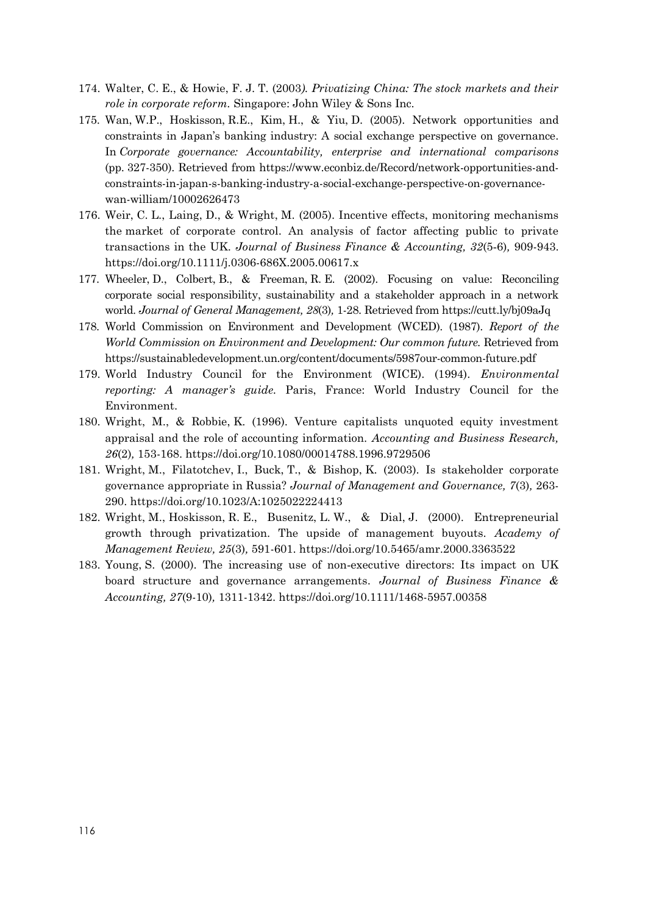174. Walter, C. E., & Howie, F. J. T. (2003*). Privatizing China: The stock markets and their role in corporate reform*. Singapore: John Wiley & Sons Inc.
175. Wan, W.P., Hoskisson, R.E., Kim, H., & Yiu, D. (2005). Network opportunities and constraints in Japan's banking industry: A social exchange perspective on governance. In *Corporate governance: Accountability, enterprise and international comparisons* (pp. 327-350). Retrieved from https://www.econbiz.de/Record/network-opportunities-and-constraints-in-japan-s-banking-industry-a-social-exchange-perspective-on-governance-wan-william/10002626473
176. Weir, C. L., Laing, D., & Wright, M. (2005). Incentive effects, monitoring mechanisms the market of corporate control. An analysis of factor affecting public to private transactions in the UK. *Journal of Business Finance & Accounting, 32*(5-6)*,* 909-943. https://doi.org/10.1111/j.0306-686X.2005.00617.x
177. Wheeler, D., Colbert, B., & Freeman, R. E. (2002). Focusing on value: Reconciling corporate social responsibility, sustainability and a stakeholder approach in a network world. *Journal of General Management, 28*(3)*,* 1-28. Retrieved from https://cutt.ly/bj09aJq
178. World Commission on Environment and Development (WCED). (1987). *Report of the World Commission on Environment and Development: Our common future.* Retrieved from https://sustainabledevelopment.un.org/content/documents/5987our-common-future.pdf
179. World Industry Council for the Environment (WICE). (1994). *Environmental reporting: A manager's guide*. Paris, France: World Industry Council for the Environment.
180. Wright, M., & Robbie, K. (1996). Venture capitalists unquoted equity investment appraisal and the role of accounting information. *Accounting and Business Research, 26*(2)*,* 153-168. https://doi.org/10.1080/00014788.1996.9729506
181. Wright, M., Filatotchev, I., Buck, T., & Bishop, K. (2003). Is stakeholder corporate governance appropriate in Russia? *Journal of Management and Governance, 7*(3)*,* 263-290. https://doi.org/10.1023/A:1025022224413
182. Wright, M., Hoskisson, R. E., Busenitz, L. W., & Dial, J. (2000). Entrepreneurial growth through privatization. The upside of management buyouts. *Academy of Management Review, 25*(3)*,* 591-601. https://doi.org/10.5465/amr.2000.3363522
183. Young, S. (2000). The increasing use of non-executive directors: Its impact on UK board structure and governance arrangements. *Journal of Business Finance & Accounting, 27*(9-10)*,* 1311-1342. https://doi.org/10.1111/1468-5957.00358